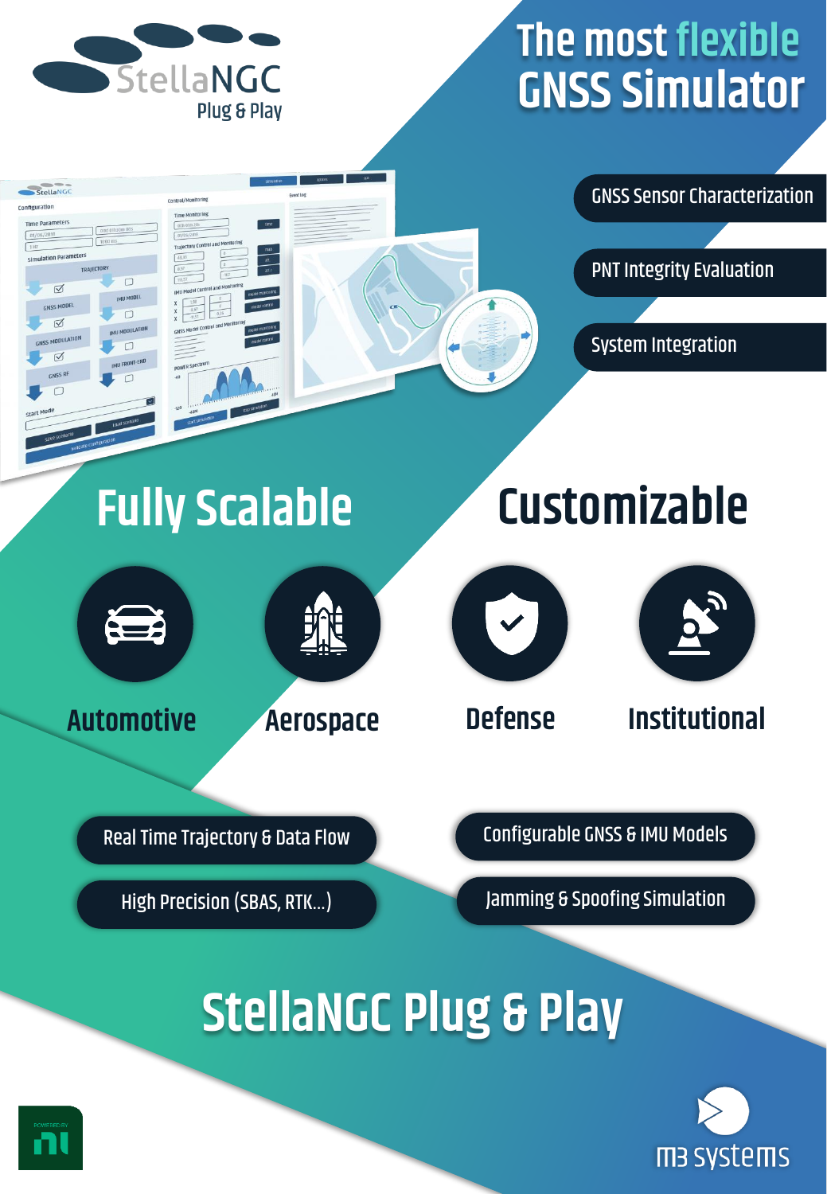StellaNGC Plug & Play

# The most flexible GNSS Simulator

- GNSS Sensor Characterization
- PNT Integrity Evaluation
- System Integration

## Fully Scalable

Automotive

Aerospace

- Real Time Trajectory & Data Flow
- High Precision (SBAS, RTK...)

## Customizable

Defense

Institutional

- Configurable GNSS & IMU Models
- Jamming & Spoofing Simulation

# StellaNGC Plug & Play

POWERED BY ni

m3 systems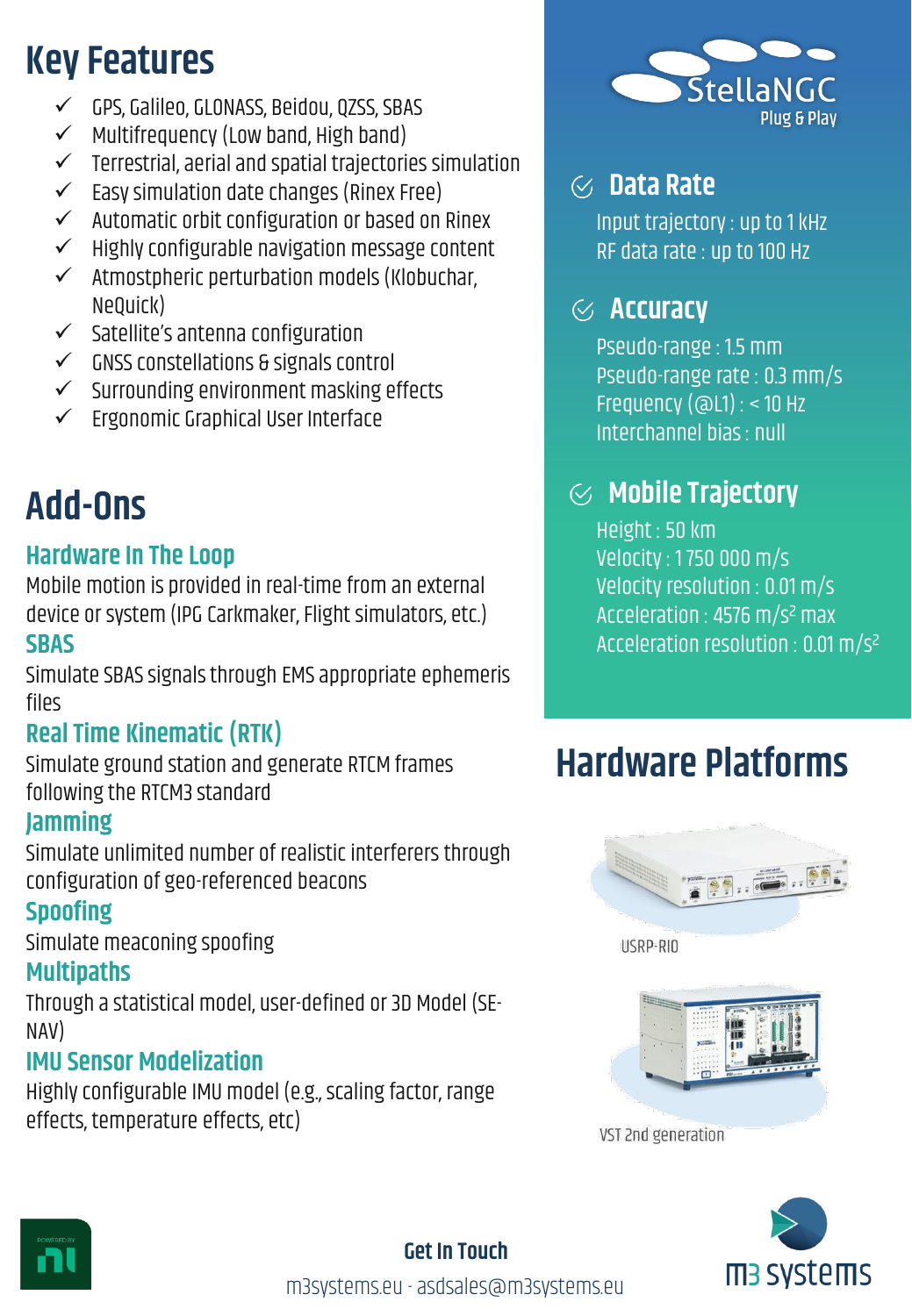## Key Features

- ✓ GPS, Galileo, GLONASS, Beidou, QZSS, SBAS
- ✓ Multifrequency (Low band, High band)
- ✓ Terrestrial, aerial and spatial trajectories simulation
- ✓ Easy simulation date changes (Rinex Free)
- ✓ Automatic orbit configuration or based on Rinex
- ✓ Highly configurable navigation message content
- ✓ Atmostpheric perturbation models (Klobuchar, NeQuick)
- ✓ Satellite's antenna configuration
- ✓ GNSS constellations & signals control
- ✓ Surrounding environment masking effects
- ✓ Ergonomic Graphical User Interface

## Add-Ons

### Hardware In The Loop

Mobile motion is provided in real-time from an external device or system (IPG Carkmaker, Flight simulators, etc.)

### SBAS

Simulate SBAS signals through EMS appropriate ephemeris files

### Real Time Kinematic (RTK)

Simulate ground station and generate RTCM frames following the RTCM3 standard

### Jamming

Simulate unlimited number of realistic interferers through configuration of geo-referenced beacons

### Spoofing

Simulate meaconing spoofing

### Multipaths

Through a statistical model, user-defined or 3D Model (SE-NAV)

### IMU Sensor Modelization

Highly configurable IMU model (e.g., scaling factor, range effects, temperature effects, etc)

StellaNGC
Plug & Play

### Data Rate

Input trajectory : up to 1 kHz
RF data rate : up to 100 Hz

### Accuracy

Pseudo-range : 1.5 mm
Pseudo-range rate : 0.3 mm/s
Frequency (@L1) : < 10 Hz
Interchannel bias : null

### Mobile Trajectory

Height : 50 km
Velocity : 1 750 000 m/s
Velocity resolution : 0.01 m/s
Acceleration : 4576 m/s² max
Acceleration resolution : 0.01 m/s²

## Hardware Platforms

USRP-RIO

VST 2nd generation

**Get In Touch**

m3systems.eu - asdsales@m3systems.eu

m3 systems